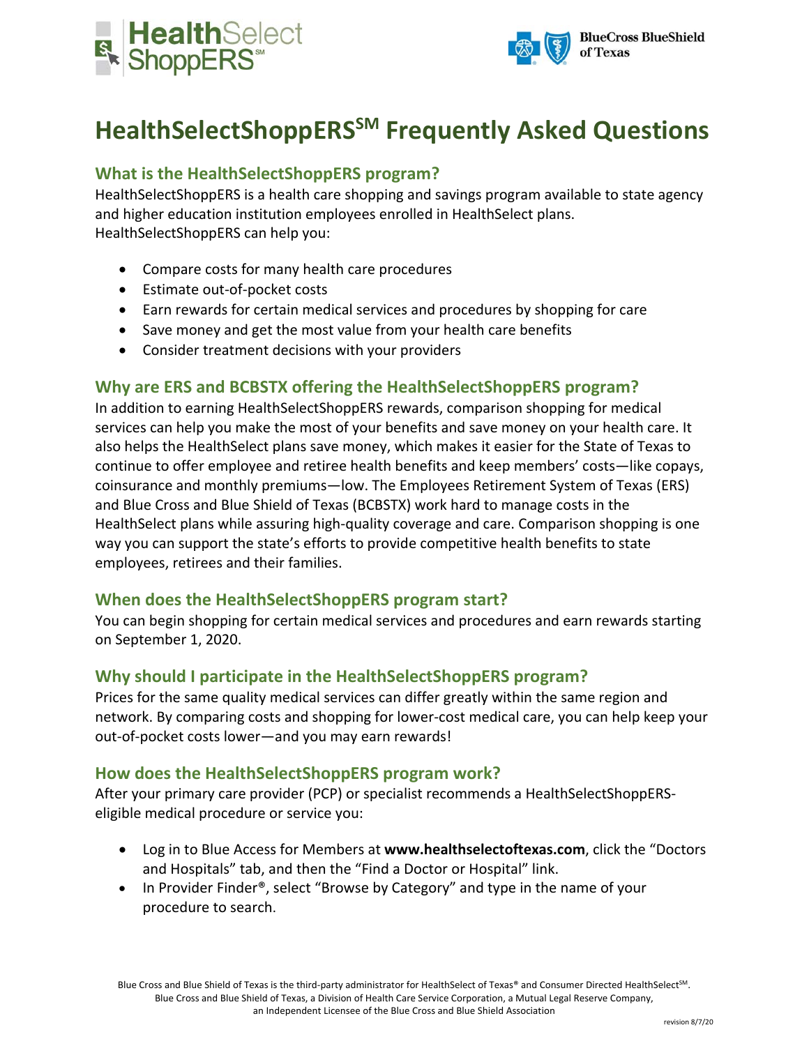# HealthSelectShoppERS℠ Frequently Asked Questions

## What is the HealthSelectShoppERS program?

HealthSelectShoppERS is a health care shopping and savings program available to state agency and higher education institution employees enrolled in HealthSelect plans. HealthSelectShoppERS can help you:

- Compare costs for many health care procedures
- Estimate out-of-pocket costs
- Earn rewards for certain medical services and procedures by shopping for care
- Save money and get the most value from your health care benefits
- Consider treatment decisions with your providers

## Why are ERS and BCBSTX offering the HealthSelectShoppERS program?

In addition to earning HealthSelectShoppERS rewards, comparison shopping for medical services can help you make the most of your benefits and save money on your health care. It also helps the HealthSelect plans save money, which makes it easier for the State of Texas to continue to offer employee and retiree health benefits and keep members' costs—like copays, coinsurance and monthly premiums—low. The Employees Retirement System of Texas (ERS) and Blue Cross and Blue Shield of Texas (BCBSTX) work hard to manage costs in the HealthSelect plans while assuring high-quality coverage and care. Comparison shopping is one way you can support the state's efforts to provide competitive health benefits to state employees, retirees and their families.

## When does the HealthSelectShoppERS program start?

You can begin shopping for certain medical services and procedures and earn rewards starting on September 1, 2020.

## Why should I participate in the HealthSelectShoppERS program?

Prices for the same quality medical services can differ greatly within the same region and network. By comparing costs and shopping for lower-cost medical care, you can help keep your out-of-pocket costs lower—and you may earn rewards!

## How does the HealthSelectShoppERS program work?

After your primary care provider (PCP) or specialist recommends a HealthSelectShoppERS-eligible medical procedure or service you:

- Log in to Blue Access for Members at **www.healthselectoftexas.com**, click the "Doctors and Hospitals" tab, and then the "Find a Doctor or Hospital" link.
- In Provider Finder®, select "Browse by Category" and type in the name of your procedure to search.

Blue Cross and Blue Shield of Texas is the third-party administrator for HealthSelect of Texas® and Consumer Directed HealthSelect℠.
Blue Cross and Blue Shield of Texas, a Division of Health Care Service Corporation, a Mutual Legal Reserve Company, an Independent Licensee of the Blue Cross and Blue Shield Association

revision 8/7/20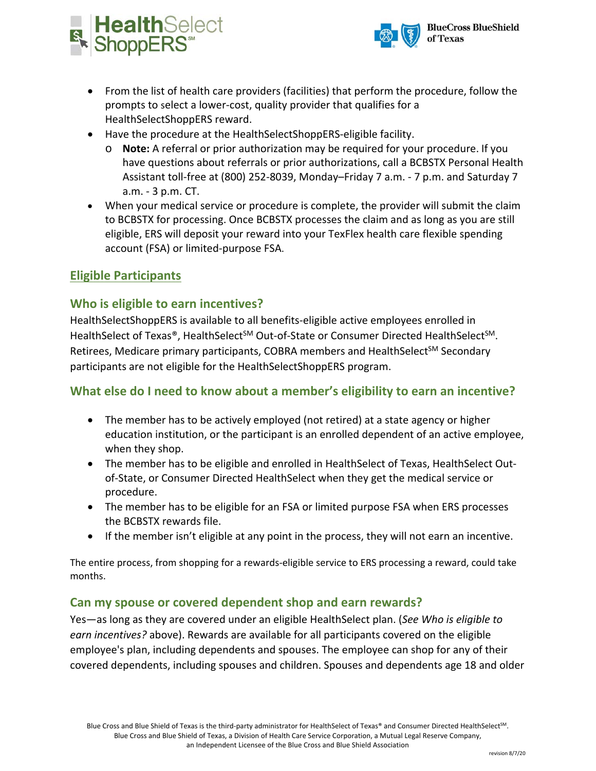- From the list of health care providers (facilities) that perform the procedure, follow the prompts to select a lower-cost, quality provider that qualifies for a HealthSelectShoppERS reward.
- Have the procedure at the HealthSelectShoppERS-eligible facility.
  - **Note:** A referral or prior authorization may be required for your procedure. If you have questions about referrals or prior authorizations, call a BCBSTX Personal Health Assistant toll-free at (800) 252-8039, Monday–Friday 7 a.m. - 7 p.m. and Saturday 7 a.m. - 3 p.m. CT.
- When your medical service or procedure is complete, the provider will submit the claim to BCBSTX for processing. Once BCBSTX processes the claim and as long as you are still eligible, ERS will deposit your reward into your TexFlex health care flexible spending account (FSA) or limited-purpose FSA.

## Eligible Participants

### Who is eligible to earn incentives?

HealthSelectShoppERS is available to all benefits-eligible active employees enrolled in HealthSelect of Texas®, HealthSelect℠ Out-of-State or Consumer Directed HealthSelect℠. Retirees, Medicare primary participants, COBRA members and HealthSelect℠ Secondary participants are not eligible for the HealthSelectShoppERS program.

### What else do I need to know about a member's eligibility to earn an incentive?

- The member has to be actively employed (not retired) at a state agency or higher education institution, or the participant is an enrolled dependent of an active employee, when they shop.
- The member has to be eligible and enrolled in HealthSelect of Texas, HealthSelect Out-of-State, or Consumer Directed HealthSelect when they get the medical service or procedure.
- The member has to be eligible for an FSA or limited purpose FSA when ERS processes the BCBSTX rewards file.
- If the member isn't eligible at any point in the process, they will not earn an incentive.

The entire process, from shopping for a rewards-eligible service to ERS processing a reward, could take months.

### Can my spouse or covered dependent shop and earn rewards?

Yes—as long as they are covered under an eligible HealthSelect plan. (*See Who is eligible to earn incentives?* above). Rewards are available for all participants covered on the eligible employee's plan, including dependents and spouses. The employee can shop for any of their covered dependents, including spouses and children. Spouses and dependents age 18 and older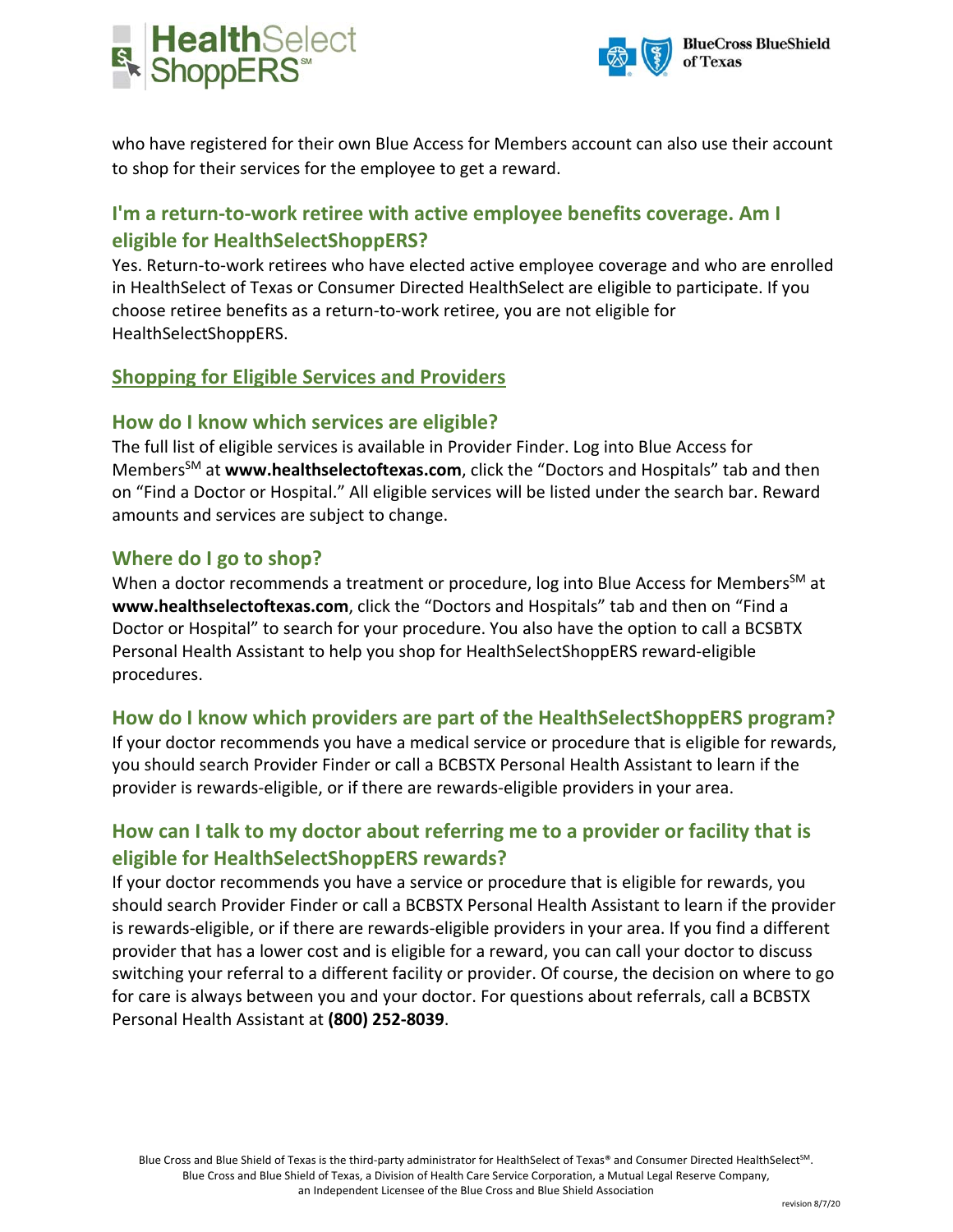who have registered for their own Blue Access for Members account can also use their account to shop for their services for the employee to get a reward.

### I'm a return-to-work retiree with active employee benefits coverage. Am I eligible for HealthSelectShoppERS?

Yes. Return-to-work retirees who have elected active employee coverage and who are enrolled in HealthSelect of Texas or Consumer Directed HealthSelect are eligible to participate. If you choose retiree benefits as a return-to-work retiree, you are not eligible for HealthSelectShoppERS.

## Shopping for Eligible Services and Providers

### How do I know which services are eligible?

The full list of eligible services is available in Provider Finder. Log into Blue Access for Members℠ at **www.healthselectoftexas.com**, click the "Doctors and Hospitals" tab and then on "Find a Doctor or Hospital." All eligible services will be listed under the search bar. Reward amounts and services are subject to change.

### Where do I go to shop?

When a doctor recommends a treatment or procedure, log into Blue Access for Members℠ at **www.healthselectoftexas.com**, click the "Doctors and Hospitals" tab and then on "Find a Doctor or Hospital" to search for your procedure. You also have the option to call a BCSBTX Personal Health Assistant to help you shop for HealthSelectShoppERS reward-eligible procedures.

### How do I know which providers are part of the HealthSelectShoppERS program?

If your doctor recommends you have a medical service or procedure that is eligible for rewards, you should search Provider Finder or call a BCBSTX Personal Health Assistant to learn if the provider is rewards-eligible, or if there are rewards-eligible providers in your area.

### How can I talk to my doctor about referring me to a provider or facility that is eligible for HealthSelectShoppERS rewards?

If your doctor recommends you have a service or procedure that is eligible for rewards, you should search Provider Finder or call a BCBSTX Personal Health Assistant to learn if the provider is rewards-eligible, or if there are rewards-eligible providers in your area. If you find a different provider that has a lower cost and is eligible for a reward, you can call your doctor to discuss switching your referral to a different facility or provider. Of course, the decision on where to go for care is always between you and your doctor. For questions about referrals, call a BCBSTX Personal Health Assistant at **(800) 252-8039**.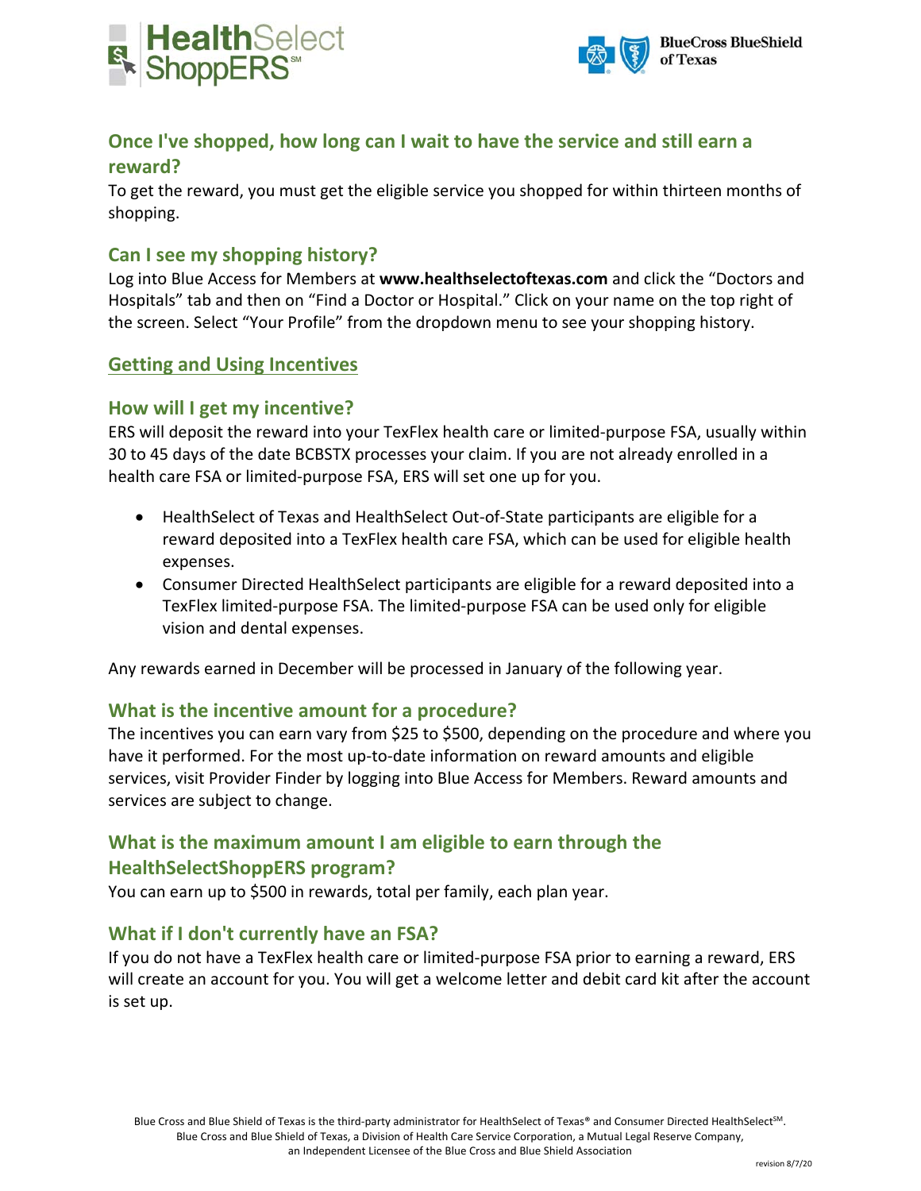## Once I've shopped, how long can I wait to have the service and still earn a reward?

To get the reward, you must get the eligible service you shopped for within thirteen months of shopping.

## Can I see my shopping history?

Log into Blue Access for Members at **www.healthselectoftexas.com** and click the "Doctors and Hospitals" tab and then on "Find a Doctor or Hospital." Click on your name on the top right of the screen. Select "Your Profile" from the dropdown menu to see your shopping history.

# Getting and Using Incentives

## How will I get my incentive?

ERS will deposit the reward into your TexFlex health care or limited-purpose FSA, usually within 30 to 45 days of the date BCBSTX processes your claim. If you are not already enrolled in a health care FSA or limited-purpose FSA, ERS will set one up for you.

- HealthSelect of Texas and HealthSelect Out-of-State participants are eligible for a reward deposited into a TexFlex health care FSA, which can be used for eligible health expenses.
- Consumer Directed HealthSelect participants are eligible for a reward deposited into a TexFlex limited-purpose FSA. The limited-purpose FSA can be used only for eligible vision and dental expenses.

Any rewards earned in December will be processed in January of the following year.

## What is the incentive amount for a procedure?

The incentives you can earn vary from $25 to $500, depending on the procedure and where you have it performed. For the most up-to-date information on reward amounts and eligible services, visit Provider Finder by logging into Blue Access for Members. Reward amounts and services are subject to change.

## What is the maximum amount I am eligible to earn through the HealthSelectShoppERS program?

You can earn up to $500 in rewards, total per family, each plan year.

## What if I don't currently have an FSA?

If you do not have a TexFlex health care or limited-purpose FSA prior to earning a reward, ERS will create an account for you. You will get a welcome letter and debit card kit after the account is set up.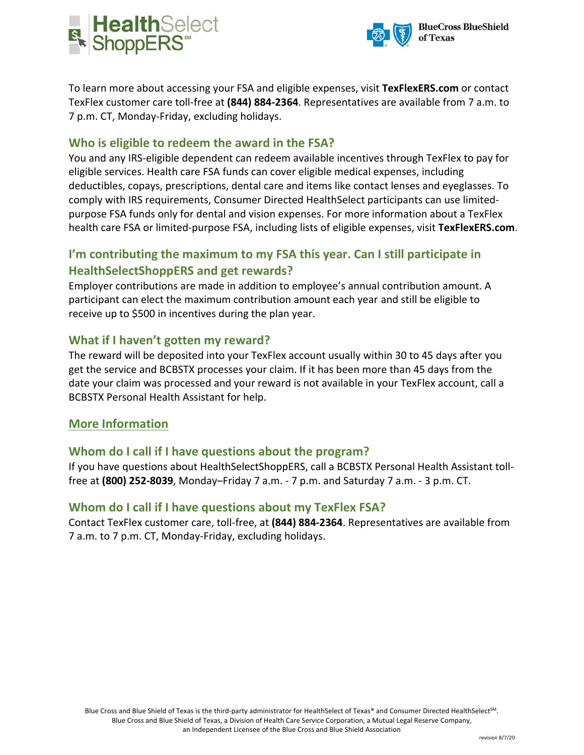To learn more about accessing your FSA and eligible expenses, visit **TexFlexERS.com** or contact TexFlex customer care toll-free at **(844) 884-2364**. Representatives are available from 7 a.m. to 7 p.m. CT, Monday-Friday, excluding holidays.

### Who is eligible to redeem the award in the FSA?

You and any IRS-eligible dependent can redeem available incentives through TexFlex to pay for eligible services. Health care FSA funds can cover eligible medical expenses, including deductibles, copays, prescriptions, dental care and items like contact lenses and eyeglasses. To comply with IRS requirements, Consumer Directed HealthSelect participants can use limited-purpose FSA funds only for dental and vision expenses. For more information about a TexFlex health care FSA or limited-purpose FSA, including lists of eligible expenses, visit **TexFlexERS.com**.

### I'm contributing the maximum to my FSA this year. Can I still participate in HealthSelectShoppERS and get rewards?

Employer contributions are made in addition to employee's annual contribution amount. A participant can elect the maximum contribution amount each year and still be eligible to receive up to $500 in incentives during the plan year.

### What if I haven't gotten my reward?

The reward will be deposited into your TexFlex account usually within 30 to 45 days after you get the service and BCBSTX processes your claim. If it has been more than 45 days from the date your claim was processed and your reward is not available in your TexFlex account, call a BCBSTX Personal Health Assistant for help.

## More Information

### Whom do I call if I have questions about the program?

If you have questions about HealthSelectShoppERS, call a BCBSTX Personal Health Assistant toll-free at **(800) 252-8039**, Monday–Friday 7 a.m. - 7 p.m. and Saturday 7 a.m. - 3 p.m. CT.

### Whom do I call if I have questions about my TexFlex FSA?

Contact TexFlex customer care, toll-free, at **(844) 884-2364**. Representatives are available from 7 a.m. to 7 p.m. CT, Monday-Friday, excluding holidays.

Blue Cross and Blue Shield of Texas is the third-party administrator for HealthSelect of Texas® and Consumer Directed HealthSelect℠.
Blue Cross and Blue Shield of Texas, a Division of Health Care Service Corporation, a Mutual Legal Reserve Company,
an Independent Licensee of the Blue Cross and Blue Shield Association

revision 8/7/20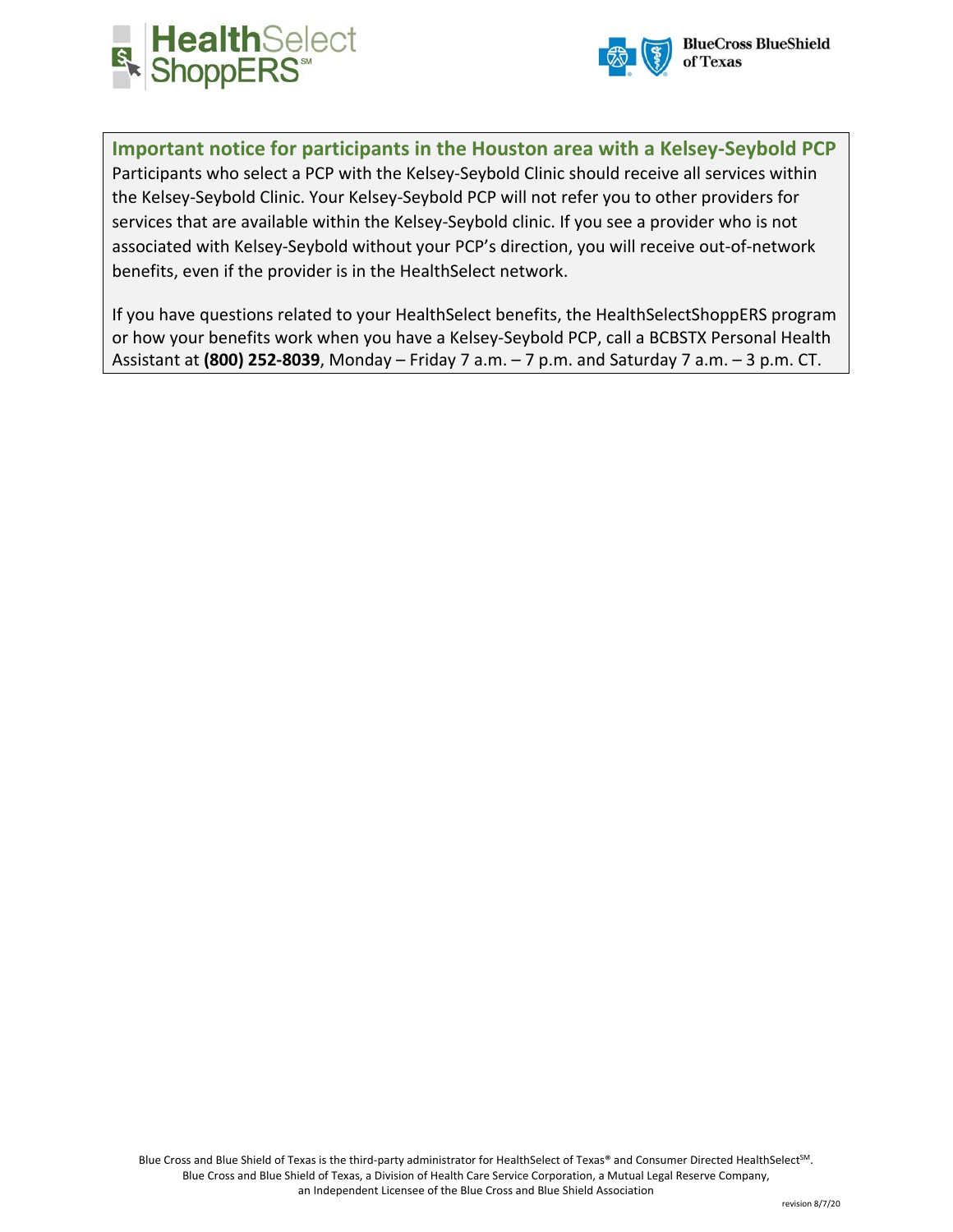## Important notice for participants in the Houston area with a Kelsey-Seybold PCP

Participants who select a PCP with the Kelsey-Seybold Clinic should receive all services within the Kelsey-Seybold Clinic. Your Kelsey-Seybold PCP will not refer you to other providers for services that are available within the Kelsey-Seybold clinic. If you see a provider who is not associated with Kelsey-Seybold without your PCP's direction, you will receive out-of-network benefits, even if the provider is in the HealthSelect network.

If you have questions related to your HealthSelect benefits, the HealthSelectShoppERS program or how your benefits work when you have a Kelsey-Seybold PCP, call a BCBSTX Personal Health Assistant at **(800) 252-8039**, Monday – Friday 7 a.m. – 7 p.m. and Saturday 7 a.m. – 3 p.m. CT.

Blue Cross and Blue Shield of Texas is the third-party administrator for HealthSelect of Texas® and Consumer Directed HealthSelect℠.
Blue Cross and Blue Shield of Texas, a Division of Health Care Service Corporation, a Mutual Legal Reserve Company,
an Independent Licensee of the Blue Cross and Blue Shield Association

revision 8/7/20